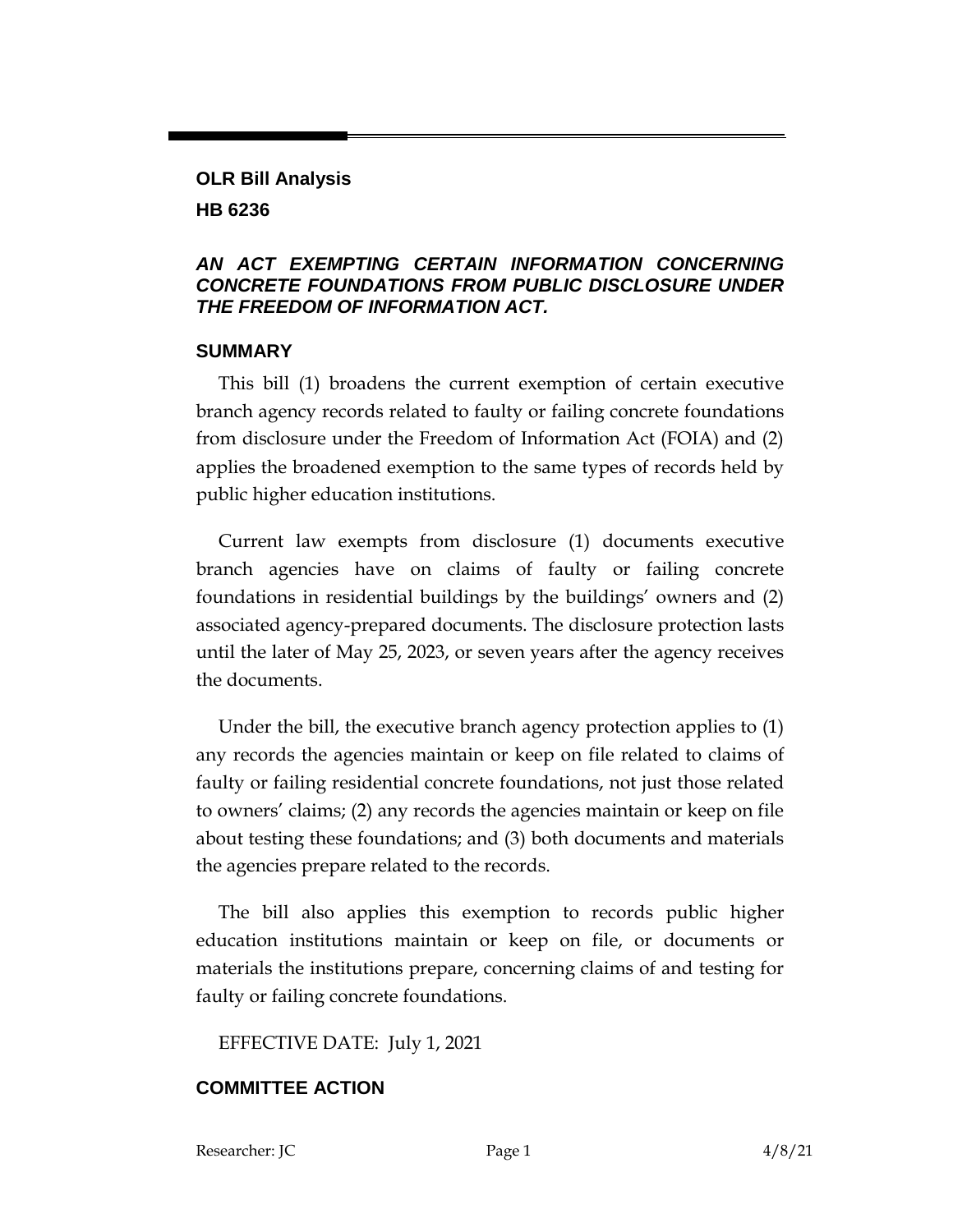**OLR Bill Analysis**

**HB 6236**

***AN ACT EXEMPTING CERTAIN INFORMATION CONCERNING CONCRETE FOUNDATIONS FROM PUBLIC DISCLOSURE UNDER THE FREEDOM OF INFORMATION ACT.***

## SUMMARY

This bill (1) broadens the current exemption of certain executive branch agency records related to faulty or failing concrete foundations from disclosure under the Freedom of Information Act (FOIA) and (2) applies the broadened exemption to the same types of records held by public higher education institutions.

Current law exempts from disclosure (1) documents executive branch agencies have on claims of faulty or failing concrete foundations in residential buildings by the buildings' owners and (2) associated agency-prepared documents. The disclosure protection lasts until the later of May 25, 2023, or seven years after the agency receives the documents.

Under the bill, the executive branch agency protection applies to (1) any records the agencies maintain or keep on file related to claims of faulty or failing residential concrete foundations, not just those related to owners' claims; (2) any records the agencies maintain or keep on file about testing these foundations; and (3) both documents and materials the agencies prepare related to the records.

The bill also applies this exemption to records public higher education institutions maintain or keep on file, or documents or materials the institutions prepare, concerning claims of and testing for faulty or failing concrete foundations.

EFFECTIVE DATE: July 1, 2021

## COMMITTEE ACTION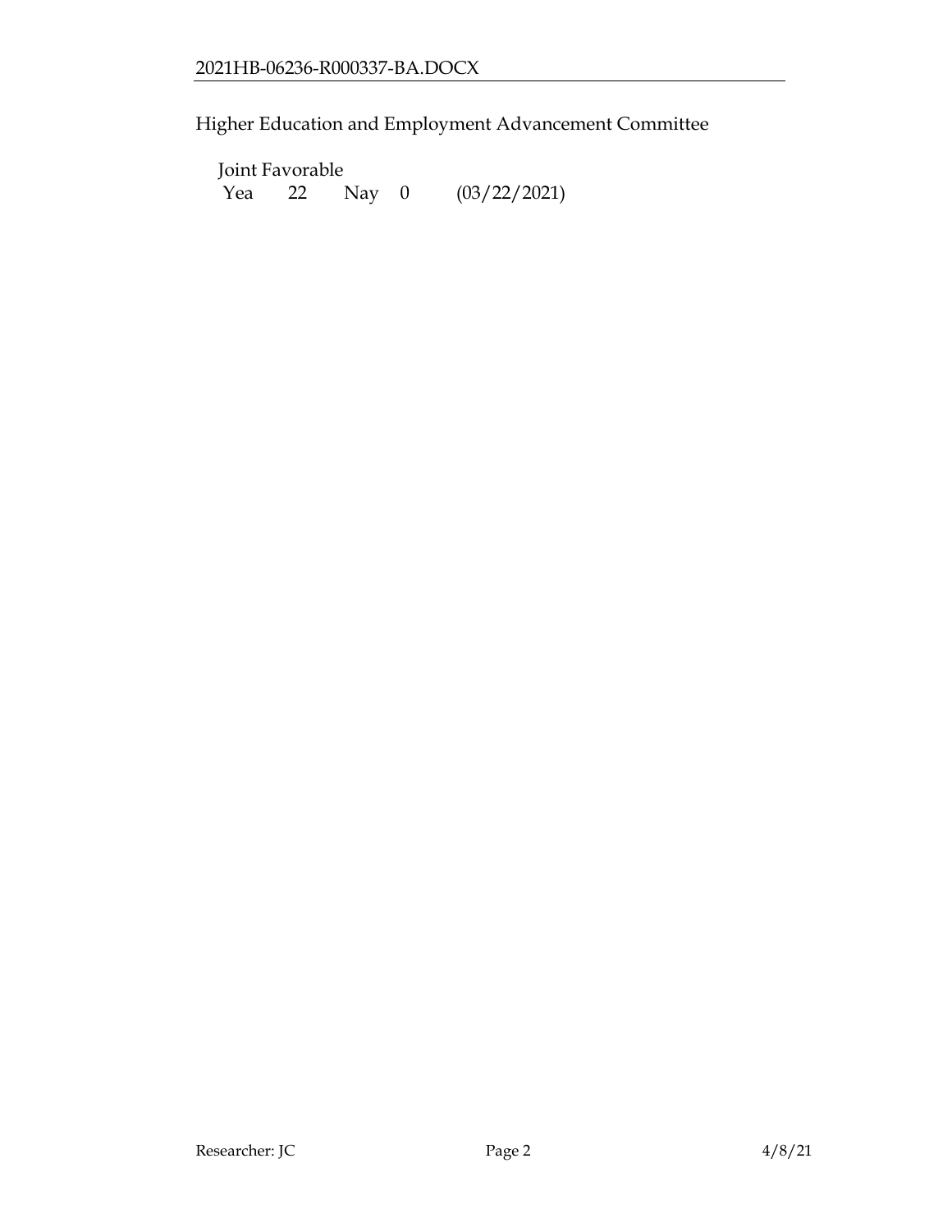## Higher Education and Employment Advancement Committee

Joint Favorable

| | | | | |
|---|---|---|---|---|
| Yea | 22 | Nay | 0 | (03/22/2021) |